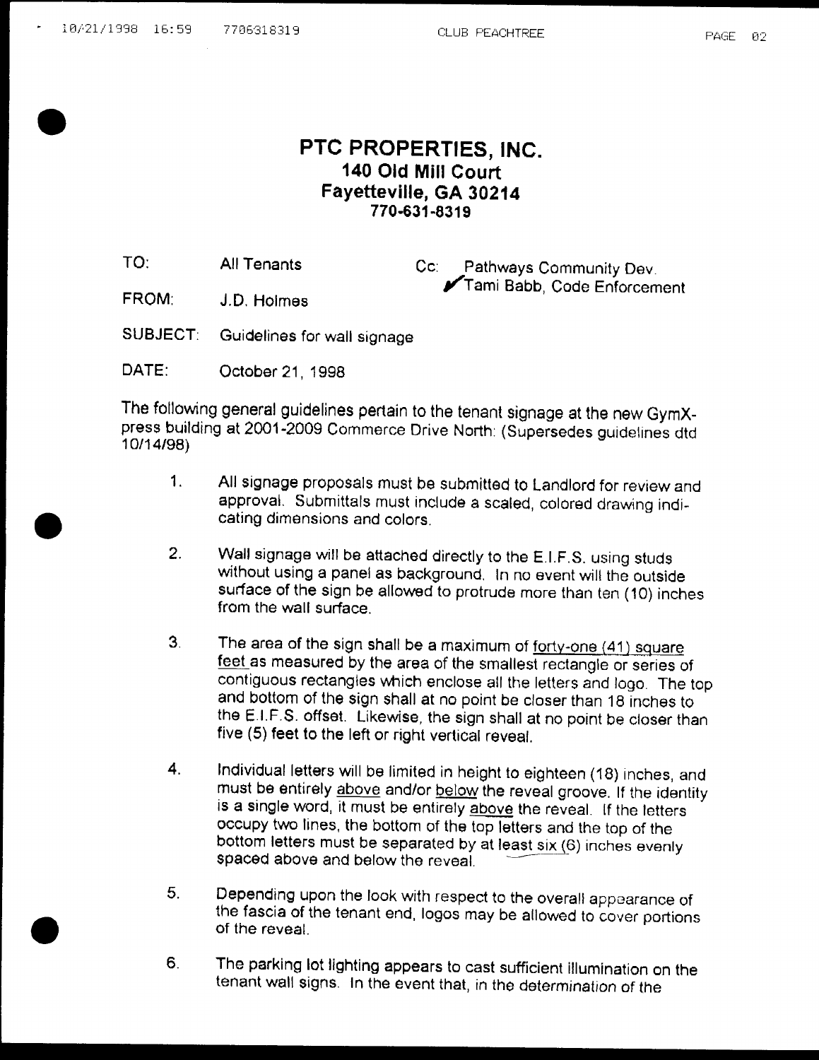# PTC PROPERTIES, INC.

**140 Old Mill Court**
**Fayetteville, GA 30214**
**770-631-8319**

TO: All Tenants

Cc: Pathways Community Dev.
✔Tami Babb, Code Enforcement

FROM: J.D. Holmes

SUBJECT: Guidelines for wall signage

DATE: October 21, 1998

The following general guidelines pertain to the tenant signage at the new GymX-press building at 2001-2009 Commerce Drive North: (Supersedes guidelines dtd 10/14/98)

1. All signage proposals must be submitted to Landlord for review and approval. Submittals must include a scaled, colored drawing indicating dimensions and colors.

2. Wall signage will be attached directly to the E.I.F.S. using studs without using a panel as background. In no event will the outside surface of the sign be allowed to protrude more than ten (10) inches from the wall surface.

3. The area of the sign shall be a maximum of forty-one (41) square feet as measured by the area of the smallest rectangle or series of contiguous rectangles which enclose all the letters and logo. The top and bottom of the sign shall at no point be closer than 18 inches to the E.I.F.S. offset. Likewise, the sign shall at no point be closer than five (5) feet to the left or right vertical reveal.

4. Individual letters will be limited in height to eighteen (18) inches, and must be entirely above and/or below the reveal groove. If the identity is a single word, it must be entirely above the reveal. If the letters occupy two lines, the bottom of the top letters and the top of the bottom letters must be separated by at least six (6) inches evenly spaced above and below the reveal.

5. Depending upon the look with respect to the overall appearance of the fascia of the tenant end, logos may be allowed to cover portions of the reveal.

6. The parking lot lighting appears to cast sufficient illumination on the tenant wall signs. In the event that, in the determination of the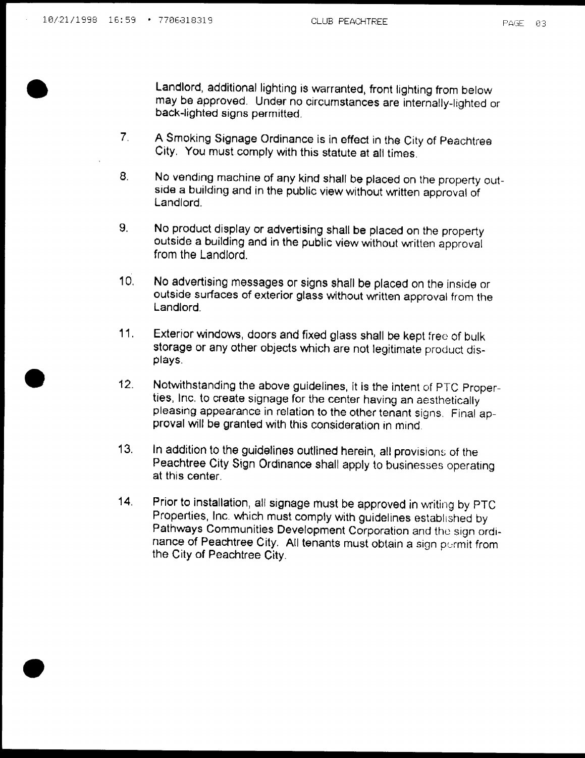Landlord, additional lighting is warranted, front lighting from below may be approved. Under no circumstances are internally-lighted or back-lighted signs permitted.

7. A Smoking Signage Ordinance is in effect in the City of Peachtree City. You must comply with this statute at all times.

8. No vending machine of any kind shall be placed on the property outside a building and in the public view without written approval of Landlord.

9. No product display or advertising shall be placed on the property outside a building and in the public view without written approval from the Landlord.

10. No advertising messages or signs shall be placed on the inside or outside surfaces of exterior glass without written approval from the Landlord.

11. Exterior windows, doors and fixed glass shall be kept free of bulk storage or any other objects which are not legitimate product displays.

12. Notwithstanding the above guidelines, it is the intent of PTC Properties, Inc. to create signage for the center having an aesthetically pleasing appearance in relation to the other tenant signs. Final approval will be granted with this consideration in mind.

13. In addition to the guidelines outlined herein, all provisions of the Peachtree City Sign Ordinance shall apply to businesses operating at this center.

14. Prior to installation, all signage must be approved in writing by PTC Properties, Inc. which must comply with guidelines established by Pathways Communities Development Corporation and the sign ordinance of Peachtree City. All tenants must obtain a sign permit from the City of Peachtree City.